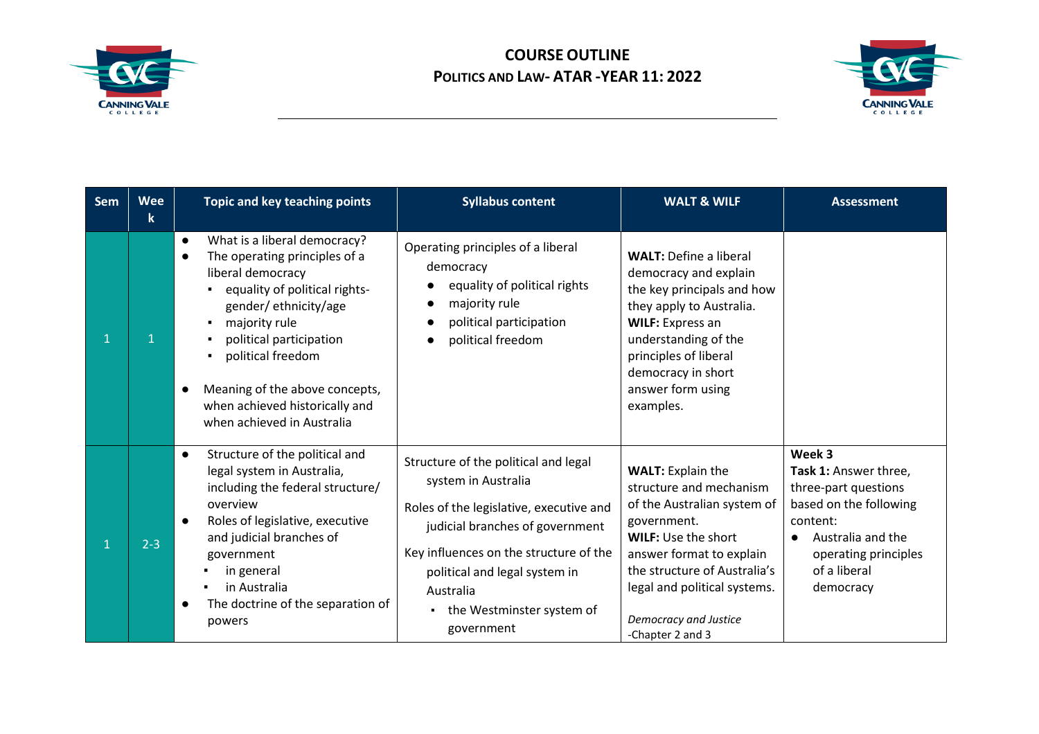# COURSE OUTLINE

## POLITICS AND LAW- ATAR -YEAR 11: 2022

| Sem | Week | Topic and key teaching points | Syllabus content | WALT & WILF | Assessment |
|---|---|---|---|---|---|
| 1 | 1 | ● What is a liberal democracy?<br>● The operating principles of a liberal democracy<br>▪ equality of political rights- gender/ ethnicity/age<br>▪ majority rule<br>▪ political participation<br>▪ political freedom<br>● Meaning of the above concepts, when achieved historically and when achieved in Australia | Operating principles of a liberal democracy<br>● equality of political rights<br>● majority rule<br>● political participation<br>● political freedom | **WALT:** Define a liberal democracy and explain the key principals and how they apply to Australia.<br>**WILF:** Express an understanding of the principles of liberal democracy in short answer form using examples. | |
| 1 | 2-3 | ● Structure of the political and legal system in Australia, including the federal structure/ overview<br>● Roles of legislative, executive and judicial branches of government<br>▪ in general<br>▪ in Australia<br>● The doctrine of the separation of powers | Structure of the political and legal system in Australia<br>Roles of the legislative, executive and judicial branches of government<br>Key influences on the structure of the political and legal system in Australia<br>▪ the Westminster system of government | **WALT:** Explain the structure and mechanism of the Australian system of government.<br>**WILF:** Use the short answer format to explain the structure of Australia's legal and political systems.<br>*Democracy and Justice* -Chapter 2 and 3 | **Week 3**<br>**Task 1:** Answer three, three-part questions based on the following content:<br>● Australia and the operating principles of a liberal democracy |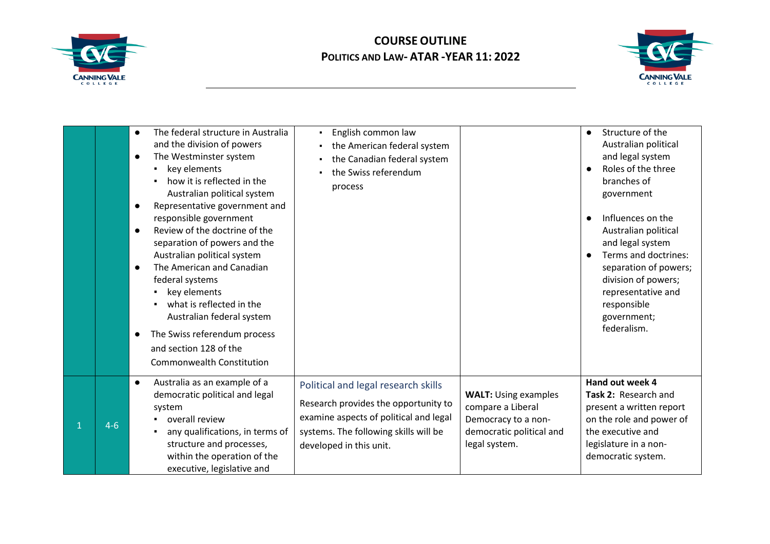# COURSE OUTLINE

## POLITICS AND LAW- ATAR -YEAR 11: 2022

| | | | | | |
|---|---|---|---|---|---|
| | | ● The federal structure in Australia and the division of powers<br>● The Westminster system<br>▪ key elements<br>▪ how it is reflected in the Australian political system<br>● Representative government and responsible government<br>● Review of the doctrine of the separation of powers and the Australian political system<br>● The American and Canadian federal systems<br>▪ key elements<br>▪ what is reflected in the Australian federal system<br>● The Swiss referendum process and section 128 of the Commonwealth Constitution | ▪ English common law<br>▪ the American federal system<br>▪ the Canadian federal system<br>▪ the Swiss referendum process | | ● Structure of the Australian political and legal system<br>● Roles of the three branches of government<br>● Influences on the Australian political and legal system<br>● Terms and doctrines: separation of powers; division of powers; representative and responsible government; federalism. |
| 1 | 4-6 | ● Australia as an example of a democratic political and legal system<br>▪ overall review<br>▪ any qualifications, in terms of structure and processes, within the operation of the executive, legislative and | Political and legal research skills<br>Research provides the opportunity to examine aspects of political and legal systems. The following skills will be developed in this unit. | **WALT:** Using examples compare a Liberal Democracy to a non-democratic political and legal system. | **Hand out week 4**<br>**Task 2:** Research and present a written report on the role and power of the executive and legislature in a non-democratic system. |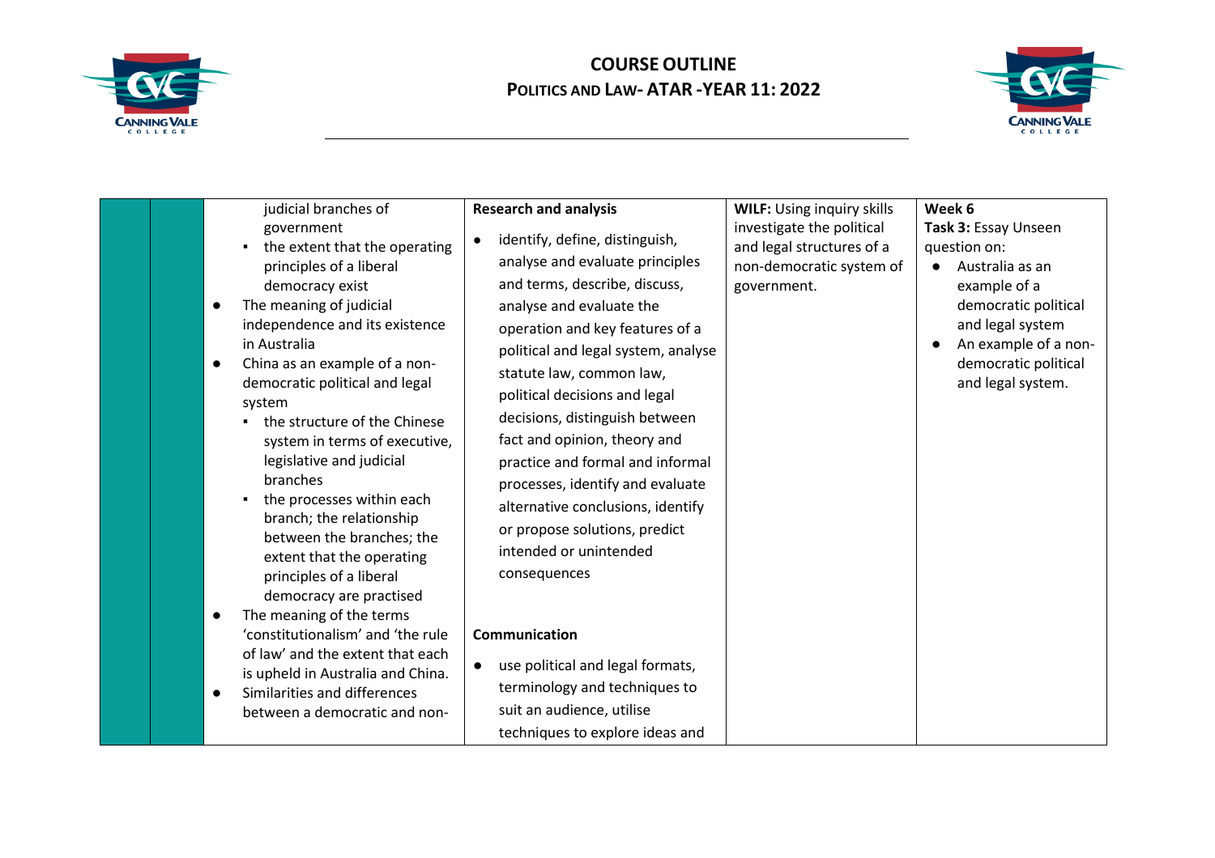# COURSE OUTLINE

## POLITICS AND LAW- ATAR -YEAR 11: 2022

| | | | | | |
|---|---|---|---|---|---|
| | | judicial branches of government<br>▪ the extent that the operating principles of a liberal democracy exist<br>● The meaning of judicial independence and its existence in Australia<br>● China as an example of a non-democratic political and legal system<br>▪ the structure of the Chinese system in terms of executive, legislative and judicial branches<br>▪ the processes within each branch; the relationship between the branches; the extent that the operating principles of a liberal democracy are practised<br>● The meaning of the terms 'constitutionalism' and 'the rule of law' and the extent that each is upheld in Australia and China.<br>● Similarities and differences between a democratic and non- | **Research and analysis**<br>● identify, define, distinguish, analyse and evaluate principles and terms, describe, discuss, analyse and evaluate the operation and key features of a political and legal system, analyse statute law, common law, political decisions and legal decisions, distinguish between fact and opinion, theory and practice and formal and informal processes, identify and evaluate alternative conclusions, identify or propose solutions, predict intended or unintended consequences<br><br>**Communication**<br>● use political and legal formats, terminology and techniques to suit an audience, utilise techniques to explore ideas and | **WILF:** Using inquiry skills investigate the political and legal structures of a non-democratic system of government. | **Week 6**<br>**Task 3:** Essay Unseen question on:<br>● Australia as an example of a democratic political and legal system<br>● An example of a non-democratic political and legal system. |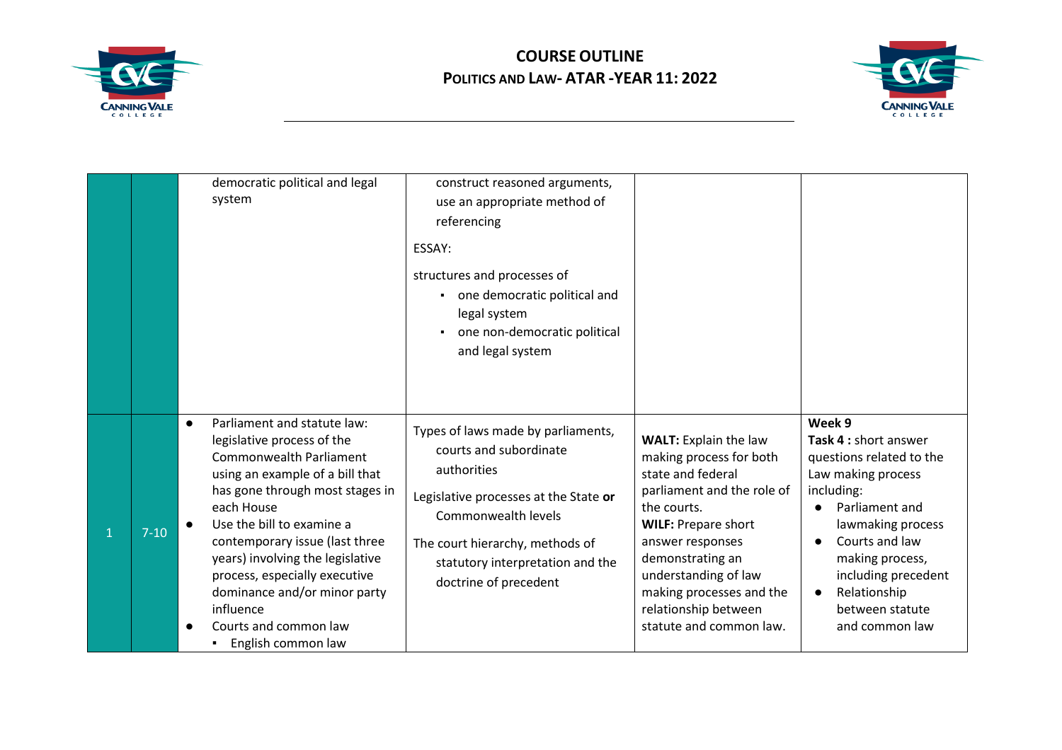# COURSE OUTLINE

## Politics and Law- ATAR -YEAR 11: 2022

| | | | | | |
|---|---|---|---|---|---|
| | | democratic political and legal system | construct reasoned arguments, use an appropriate method of referencing<br><br>ESSAY:<br><br>structures and processes of<br>▪ one democratic political and legal system<br>▪ one non-democratic political and legal system | | |
| 1 | 7-10 | ● Parliament and statute law: legislative process of the Commonwealth Parliament using an example of a bill that has gone through most stages in each House<br>● Use the bill to examine a contemporary issue (last three years) involving the legislative process, especially executive dominance and/or minor party influence<br>● Courts and common law<br>▪ English common law | Types of laws made by parliaments, courts and subordinate authorities<br><br>Legislative processes at the State **or** Commonwealth levels<br><br>The court hierarchy, methods of statutory interpretation and the doctrine of precedent | **WALT:** Explain the law making process for both state and federal parliament and the role of the courts.<br>**WILF:** Prepare short answer responses demonstrating an understanding of law making processes and the relationship between statute and common law. | **Week 9**<br>**Task 4 :** short answer questions related to the Law making process including:<br>● Parliament and lawmaking process<br>● Courts and law making process, including precedent<br>● Relationship between statute and common law |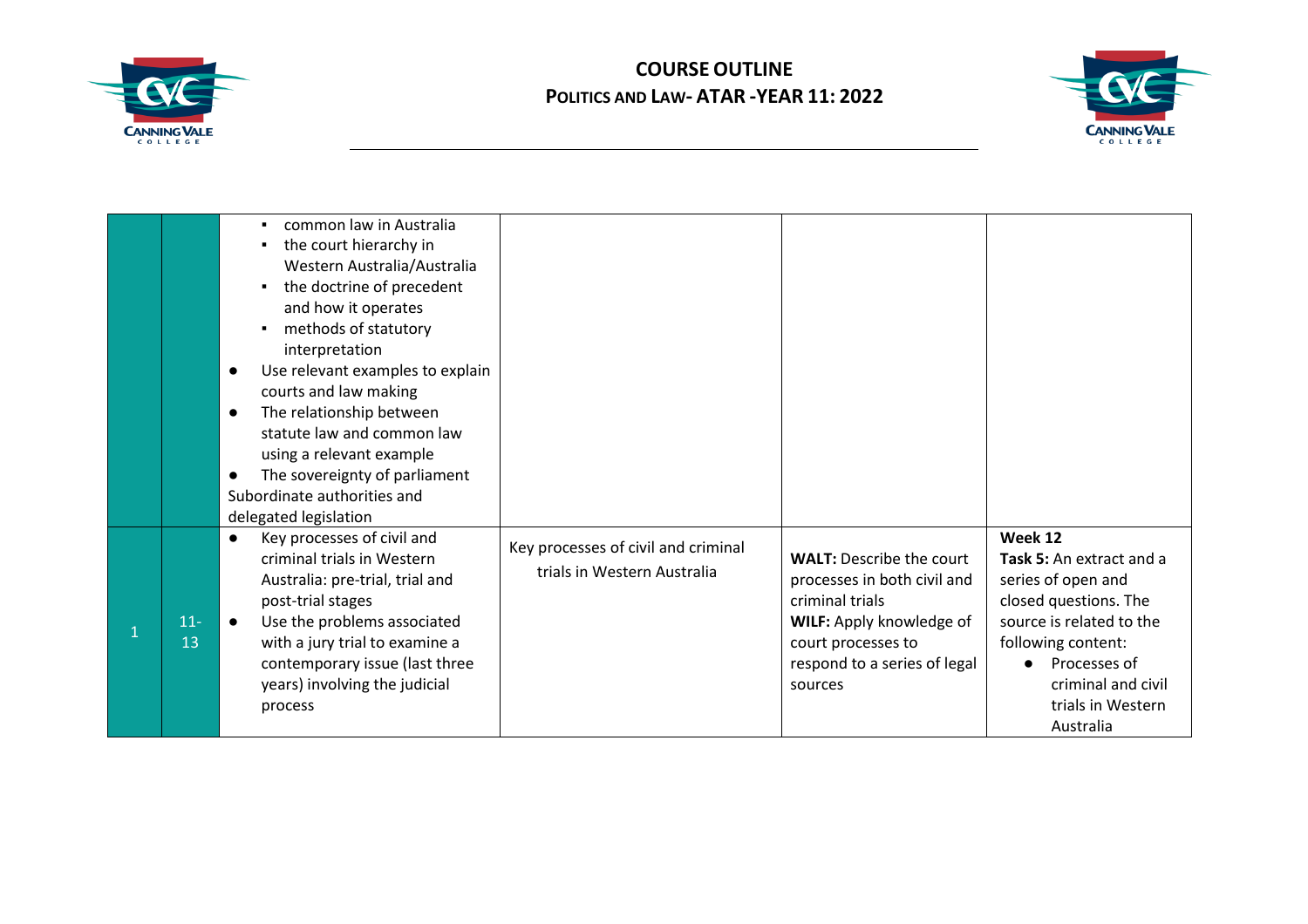# COURSE OUTLINE

## POLITICS AND LAW- ATAR -YEAR 11: 2022

| | | | | | |
|---|---|---|---|---|---|
| | | ▪ common law in Australia<br>▪ the court hierarchy in Western Australia/Australia<br>▪ the doctrine of precedent and how it operates<br>▪ methods of statutory interpretation<br>● Use relevant examples to explain courts and law making<br>● The relationship between statute law and common law using a relevant example<br>● The sovereignty of parliament<br>Subordinate authorities and delegated legislation | | | |
| 1 | 11-13 | ● Key processes of civil and criminal trials in Western Australia: pre-trial, trial and post-trial stages<br>● Use the problems associated with a jury trial to examine a contemporary issue (last three years) involving the judicial process | Key processes of civil and criminal trials in Western Australia | **WALT:** Describe the court processes in both civil and criminal trials<br>**WILF:** Apply knowledge of court processes to respond to a series of legal sources | **Week 12**<br>**Task 5:** An extract and a series of open and closed questions. The source is related to the following content:<br>● Processes of criminal and civil trials in Western Australia |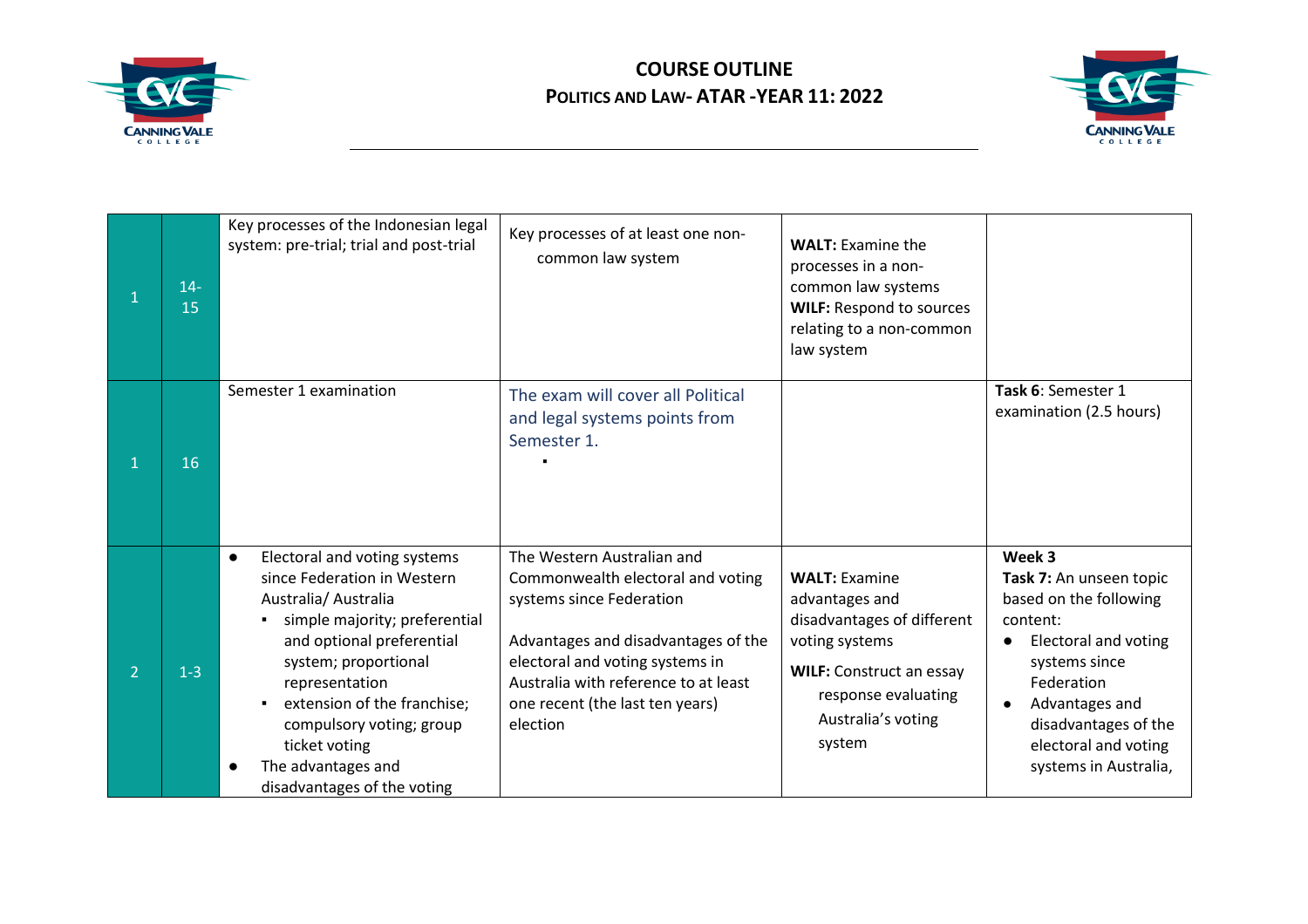# COURSE OUTLINE

## Politics and Law- ATAR -YEAR 11: 2022

| | | | | | |
|---|---|---|---|---|---|
| 1 | 14-15 | Key processes of the Indonesian legal system: pre-trial; trial and post-trial | Key processes of at least one non-common law system | **WALT:** Examine the processes in a non-common law systems<br>**WILF:** Respond to sources relating to a non-common law system | |
| 1 | 16 | Semester 1 examination | The exam will cover all Political and legal systems points from Semester 1.<br>▪ | | **Task 6**: Semester 1 examination (2.5 hours) |
| 2 | 1-3 | ● Electoral and voting systems since Federation in Western Australia/ Australia<br>▪ simple majority; preferential and optional preferential system; proportional representation<br>▪ extension of the franchise; compulsory voting; group ticket voting<br>● The advantages and disadvantages of the voting | The Western Australian and Commonwealth electoral and voting systems since Federation<br><br>Advantages and disadvantages of the electoral and voting systems in Australia with reference to at least one recent (the last ten years) election | **WALT:** Examine advantages and disadvantages of different voting systems<br>**WILF:** Construct an essay response evaluating Australia's voting system | **Week 3**<br>**Task 7:** An unseen topic based on the following content:<br>● Electoral and voting systems since Federation<br>● Advantages and disadvantages of the electoral and voting systems in Australia, |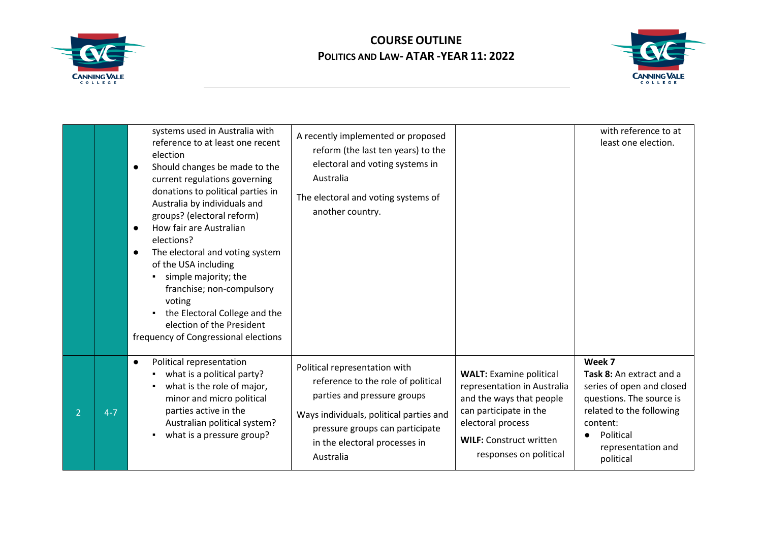| | | | | | |
|---|---|---|---|---|---|
| | | systems used in Australia with reference to at least one recent election<br>● Should changes be made to the current regulations governing donations to political parties in Australia by individuals and groups? (electoral reform)<br>● How fair are Australian elections?<br>● The electoral and voting system of the USA including<br>▪ simple majority; the franchise; non-compulsory voting<br>▪ the Electoral College and the election of the President<br>frequency of Congressional elections | A recently implemented or proposed reform (the last ten years) to the electoral and voting systems in Australia<br><br>The electoral and voting systems of another country. | | with reference to at least one election. |
| 2 | 4-7 | ● Political representation<br>▪ what is a political party?<br>▪ what is the role of major, minor and micro political parties active in the Australian political system?<br>▪ what is a pressure group? | Political representation with reference to the role of political parties and pressure groups<br><br>Ways individuals, political parties and pressure groups can participate in the electoral processes in Australia | **WALT:** Examine political representation in Australia and the ways that people can participate in the electoral process<br><br>**WILF:** Construct written responses on political | **Week 7**<br>**Task 8:** An extract and a series of open and closed questions. The source is related to the following content:<br>● Political representation and political |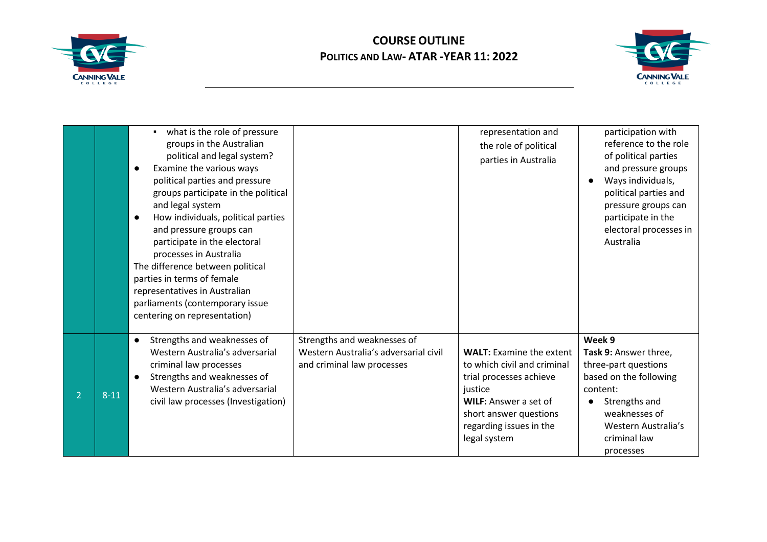# COURSE OUTLINE

## Politics and Law- ATAR -YEAR 11: 2022

| | | | | | |
|---|---|---|---|---|---|
| | | ▪ what is the role of pressure groups in the Australian political and legal system?<br>● Examine the various ways political parties and pressure groups participate in the political and legal system<br>● How individuals, political parties and pressure groups can participate in the electoral processes in Australia<br>The difference between political parties in terms of female representatives in Australian parliaments (contemporary issue centering on representation) | | representation and the role of political parties in Australia | participation with reference to the role of political parties and pressure groups<br>● Ways individuals, political parties and pressure groups can participate in the electoral processes in Australia |
| 2 | 8-11 | ● Strengths and weaknesses of Western Australia's adversarial criminal law processes<br>● Strengths and weaknesses of Western Australia's adversarial civil law processes (Investigation) | Strengths and weaknesses of Western Australia's adversarial civil and criminal law processes | **WALT:** Examine the extent to which civil and criminal trial processes achieve justice<br>**WILF:** Answer a set of short answer questions regarding issues in the legal system | **Week 9**<br>**Task 9:** Answer three, three-part questions based on the following content:<br>● Strengths and weaknesses of Western Australia's criminal law processes |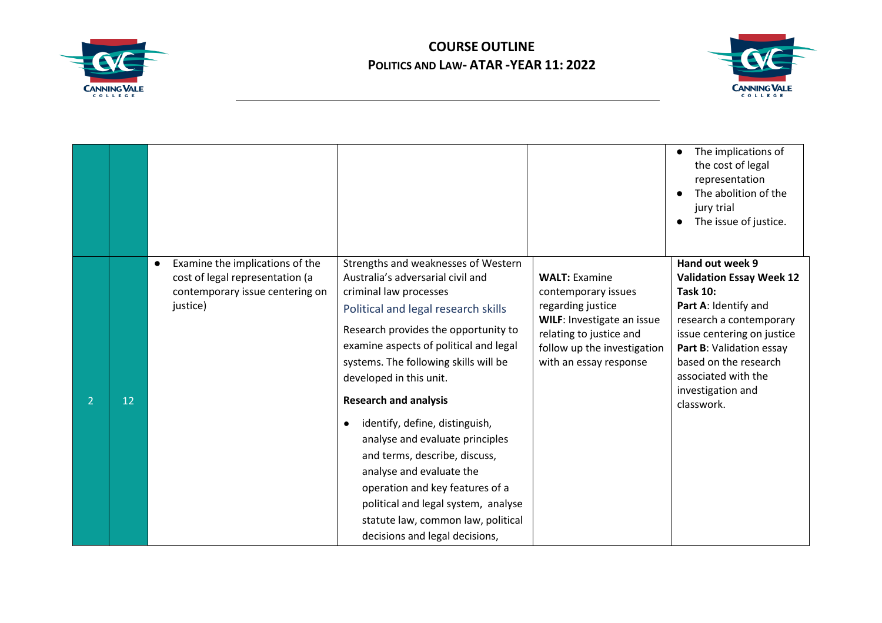# COURSE OUTLINE
## POLITICS AND LAW- ATAR -YEAR 11: 2022

| | | | | | |
|---|---|---|---|---|---|
| | | | | | <ul><li>The implications of the cost of legal representation</li><li>The abolition of the jury trial</li><li>The issue of justice.</li></ul> |
| 2 | 12 | <ul><li>Examine the implications of the cost of legal representation (a contemporary issue centering on justice)</li></ul> | Strengths and weaknesses of Western Australia's adversarial civil and criminal law processes<br><br>Political and legal research skills<br><br>Research provides the opportunity to examine aspects of political and legal systems. The following skills will be developed in this unit.<br><br>**Research and analysis**<br><ul><li>identify, define, distinguish, analyse and evaluate principles and terms, describe, discuss, analyse and evaluate the operation and key features of a political and legal system, analyse statute law, common law, political decisions and legal decisions,</li></ul> | **WALT:** Examine contemporary issues regarding justice<br>**WILF**: Investigate an issue relating to justice and follow up the investigation with an essay response | **Hand out week 9**<br>**Validation Essay Week 12**<br>**Task 10:**<br>**Part A**: Identify and research a contemporary issue centering on justice<br>**Part B**: Validation essay based on the research associated with the investigation and classwork. |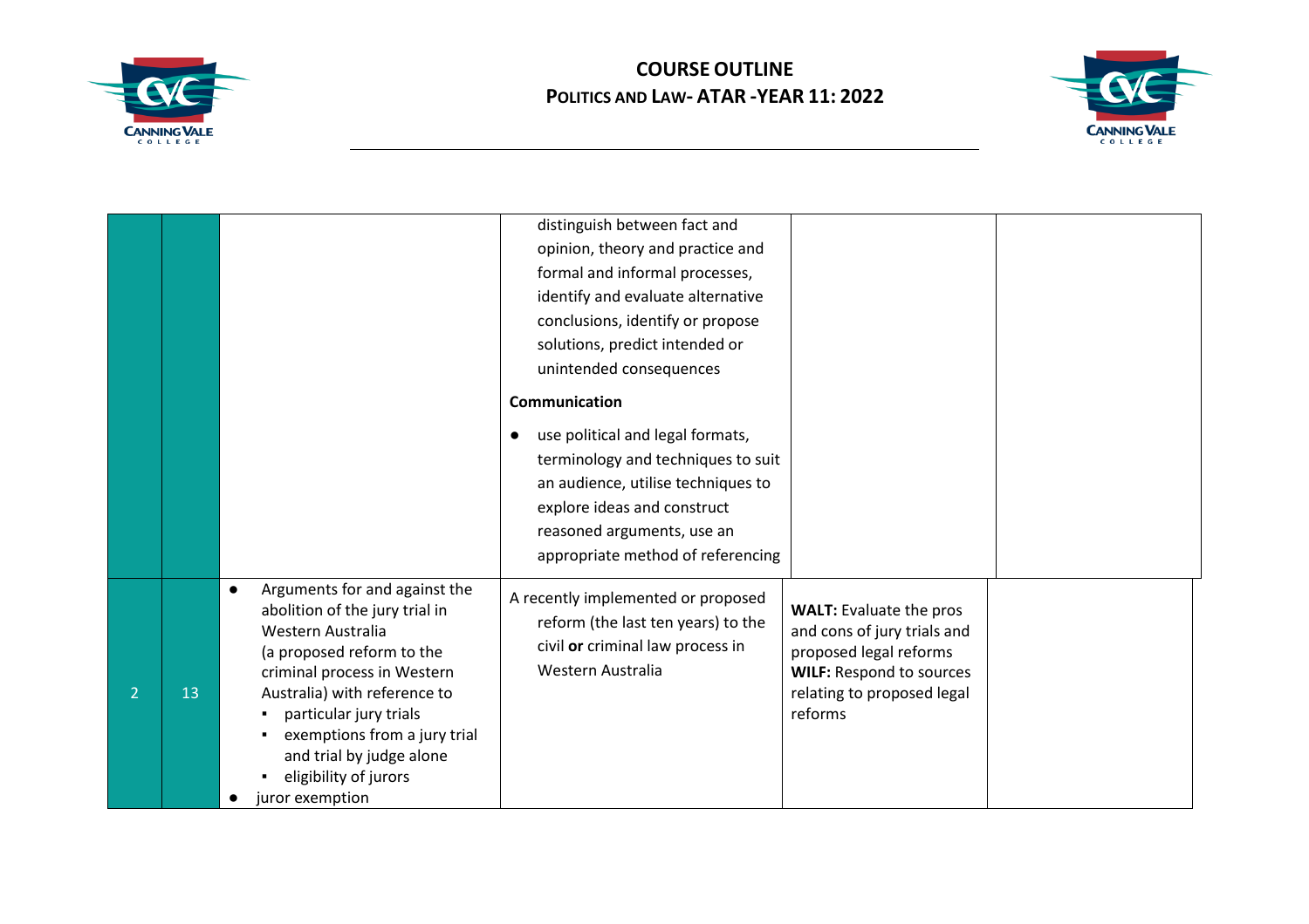| | | | | | |
|---|---|---|---|---|---|
| | | | distinguish between fact and opinion, theory and practice and formal and informal processes, identify and evaluate alternative conclusions, identify or propose solutions, predict intended or unintended consequences<br><br>**Communication**<br><br>● use political and legal formats, terminology and techniques to suit an audience, utilise techniques to explore ideas and construct reasoned arguments, use an appropriate method of referencing | | |
| 2 | 13 | ● Arguments for and against the abolition of the jury trial in Western Australia (a proposed reform to the criminal process in Western Australia) with reference to<br>▪ particular jury trials<br>▪ exemptions from a jury trial and trial by judge alone<br>▪ eligibility of jurors<br>● juror exemption | A recently implemented or proposed reform (the last ten years) to the civil **or** criminal law process in Western Australia | **WALT:** Evaluate the pros and cons of jury trials and proposed legal reforms<br>**WILF:** Respond to sources relating to proposed legal reforms | |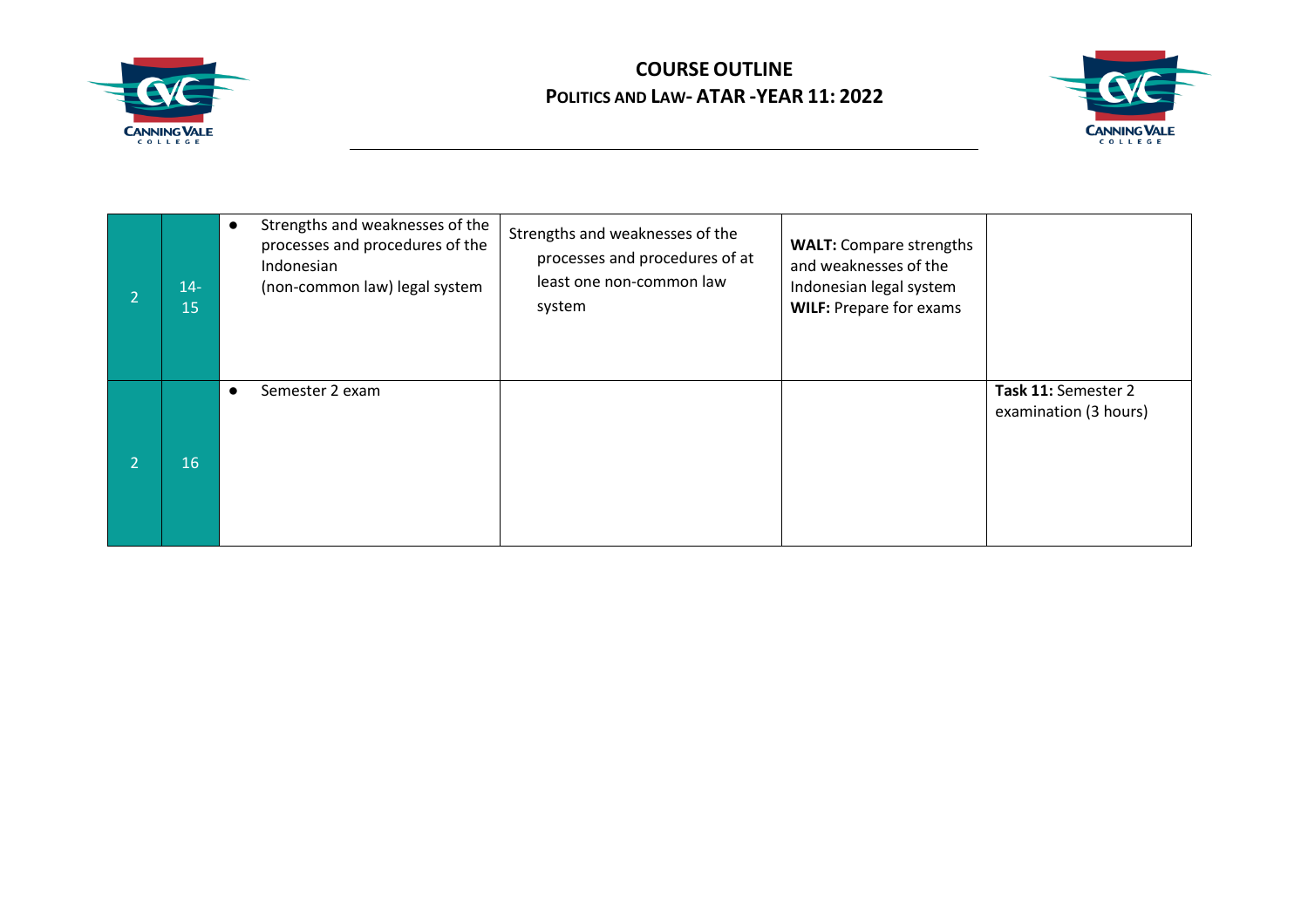| | | | | | |
|---|---|---|---|---|---|
| 2 | 14-15 | • Strengths and weaknesses of the processes and procedures of the Indonesian (non-common law) legal system | Strengths and weaknesses of the processes and procedures of at least one non-common law system | **WALT:** Compare strengths and weaknesses of the Indonesian legal system<br>**WILF:** Prepare for exams | |
| 2 | 16 | • Semester 2 exam | | | **Task 11:** Semester 2 examination (3 hours) |